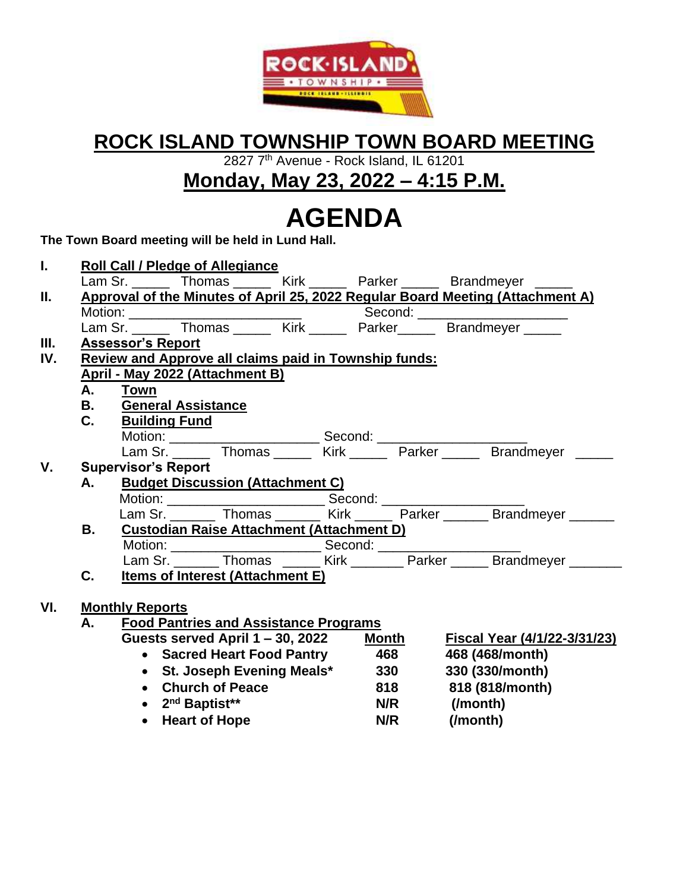# ROCK ISLAND TOWNSHIP TOWN BOARD MEETING

2827 7th Avenue - Rock Island, IL 61201

## Monday, May 23, 2022 – 4:15 P.M.

# AGENDA

**The Town Board meeting will be held in Lund Hall.**

**I. Roll Call / Pledge of Allegiance**

Lam Sr. _____ Thomas _____ Kirk _____ Parker _____ Brandmeyer _____

**II. Approval of the Minutes of April 25, 2022 Regular Board Meeting (Attachment A)**

Motion: ______________________ Second: ___________________

Lam Sr. _____ Thomas _____ Kirk _____ Parker_____ Brandmeyer _____

**III. Assessor's Report**

**IV. Review and Approve all claims paid in Township funds:**

**April - May 2022 (Attachment B)**

- **A. Town**
- **B. General Assistance**
- **C. Building Fund**

Motion: ___________________ Second: ___________________

Lam Sr. _____ Thomas _____ Kirk _____ Parker _____ Brandmeyer _____

**V. Supervisor's Report**

**A. Budget Discussion (Attachment C)**

Motion: ____________________ Second: __________________

Lam Sr. ______ Thomas ______ Kirk _____ Parker ______ Brandmeyer ______

**B. Custodian Raise Attachment (Attachment D)**

Motion: ____________________ Second: __________________

Lam Sr. ______ Thomas _____ Kirk _______ Parker _____ Brandmeyer _______

**C. Items of Interest (Attachment E)**

**VI. Monthly Reports**

**A. Food Pantries and Assistance Programs**

| Guests served April 1 – 30, 2022 | Month | Fiscal Year (4/1/22-3/31/23) |
|---|---|---|
| • Sacred Heart Food Pantry | 468 | 468 (468/month) |
| • St. Joseph Evening Meals* | 330 | 330 (330/month) |
| • Church of Peace | 818 | 818 (818/month) |
| • 2nd Baptist** | N/R | (/month) |
| • Heart of Hope | N/R | (/month) |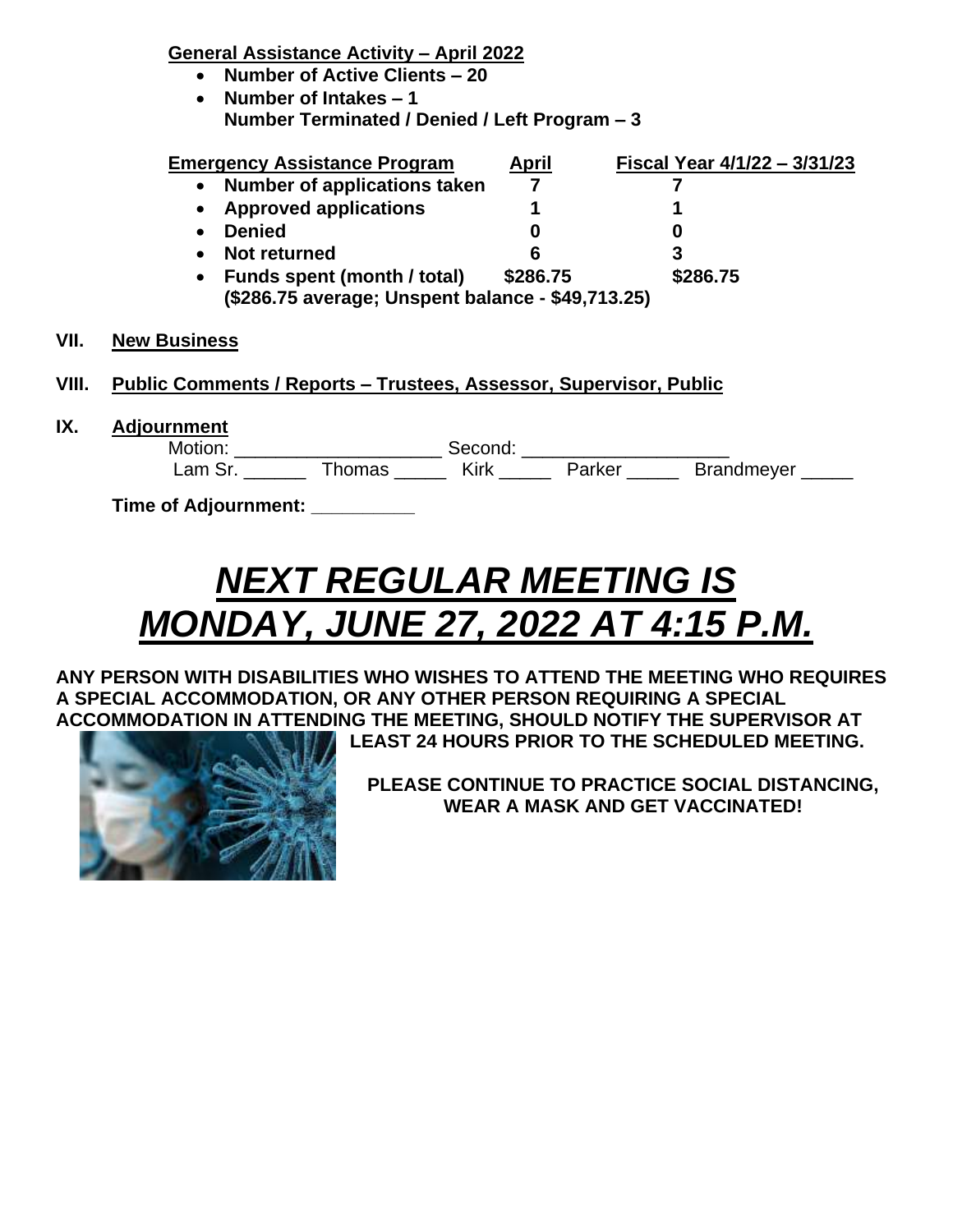**General Assistance Activity – April 2022**

- **Number of Active Clients – 20**
- **Number of Intakes – 1**
  **Number Terminated / Denied / Left Program – 3**

| Emergency Assistance Program | April | Fiscal Year 4/1/22 – 3/31/23 |
|---|---|---|
| • Number of applications taken | 7 | 7 |
| • Approved applications | 1 | 1 |
| • Denied | 0 | 0 |
| • Not returned | 6 | 3 |
| • Funds spent (month / total) | $286.75 | $286.75 |

**($286.75 average; Unspent balance - $49,713.25)**

## VII. New Business

## VIII. Public Comments / Reports – Trustees, Assessor, Supervisor, Public

## IX. Adjournment

Motion: ____________________ Second: ____________________

Lam Sr. ______ Thomas _____ Kirk _____ Parker _____ Brandmeyer _____

**Time of Adjournment: __________**

# ***NEXT REGULAR MEETING IS MONDAY, JUNE 27, 2022 AT 4:15 P.M.***

**ANY PERSON WITH DISABILITIES WHO WISHES TO ATTEND THE MEETING WHO REQUIRES A SPECIAL ACCOMMODATION, OR ANY OTHER PERSON REQUIRING A SPECIAL ACCOMMODATION IN ATTENDING THE MEETING, SHOULD NOTIFY THE SUPERVISOR AT LEAST 24 HOURS PRIOR TO THE SCHEDULED MEETING.**

**PLEASE CONTINUE TO PRACTICE SOCIAL DISTANCING, WEAR A MASK AND GET VACCINATED!**